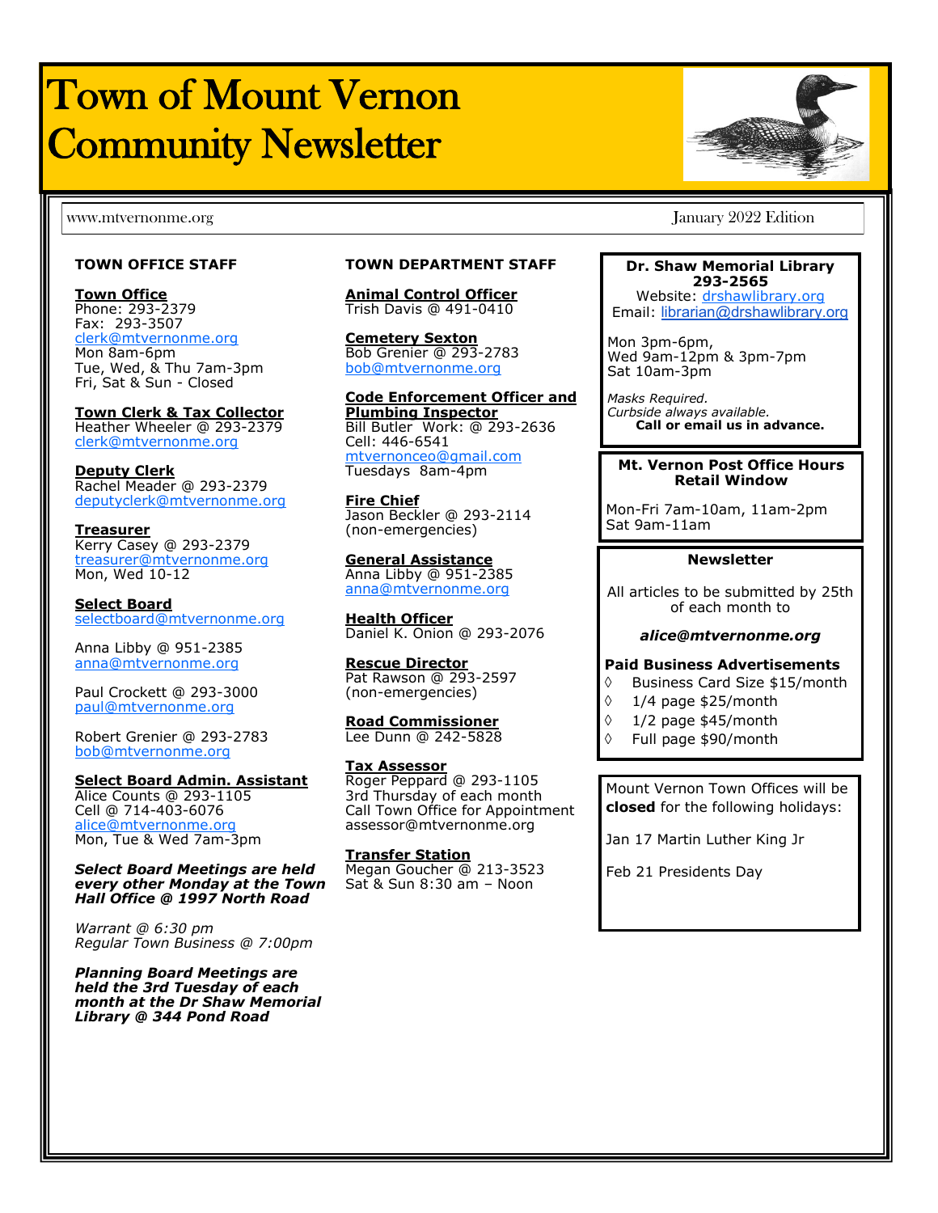# Town of Mount Vernon Community Newsletter

www.mtvernonme.org

January 2022 Edition

## TOWN OFFICE STAFF

**Town Office**
Phone: 293-2379
Fax: 293-3507
clerk@mtvernonme.org
Mon 8am-6pm
Tue, Wed, & Thu 7am-3pm
Fri, Sat & Sun - Closed

**Town Clerk & Tax Collector**
Heather Wheeler @ 293-2379
clerk@mtvernonme.org

**Deputy Clerk**
Rachel Meader @ 293-2379
deputyclerk@mtvernonme.org

**Treasurer**
Kerry Casey @ 293-2379
treasurer@mtvernonme.org
Mon, Wed 10-12

**Select Board**
selectboard@mtvernonme.org

Anna Libby @ 951-2385
anna@mtvernonme.org

Paul Crockett @ 293-3000
paul@mtvernonme.org

Robert Grenier @ 293-2783
bob@mtvernonme.org

**Select Board Admin. Assistant**
Alice Counts @ 293-1105
Cell @ 714-403-6076
alice@mtvernonme.org
Mon, Tue & Wed 7am-3pm

***Select Board Meetings are held every other Monday at the Town Hall Office @ 1997 North Road***

*Warrant @ 6:30 pm*
*Regular Town Business @ 7:00pm*

***Planning Board Meetings are held the 3rd Tuesday of each month at the Dr Shaw Memorial Library @ 344 Pond Road***

## TOWN DEPARTMENT STAFF

**Animal Control Officer**
Trish Davis @ 491-0410

**Cemetery Sexton**
Bob Grenier @ 293-2783
bob@mtvernonme.org

**Code Enforcement Officer and Plumbing Inspector**
Bill Butler Work: @ 293-2636
Cell: 446-6541
mtvernonceo@gmail.com
Tuesdays 8am-4pm

**Fire Chief**
Jason Beckler @ 293-2114
(non-emergencies)

**General Assistance**
Anna Libby @ 951-2385
anna@mtvernonme.org

**Health Officer**
Daniel K. Onion @ 293-2076

**Rescue Director**
Pat Rawson @ 293-2597
(non-emergencies)

**Road Commissioner**
Lee Dunn @ 242-5828

**Tax Assessor**
Roger Peppard @ 293-1105
3rd Thursday of each month
Call Town Office for Appointment
assessor@mtvernonme.org

**Transfer Station**
Megan Goucher @ 213-3523
Sat & Sun 8:30 am – Noon

## Dr. Shaw Memorial Library 293-2565

Website: drshawlibrary.org
Email: librarian@drshawlibrary.org

Mon 3pm-6pm,
Wed 9am-12pm & 3pm-7pm
Sat 10am-3pm

*Masks Required.*
*Curbside always available.*
**Call or email us in advance.**

## Mt. Vernon Post Office Hours Retail Window

Mon-Fri 7am-10am, 11am-2pm
Sat 9am-11am

## Newsletter

All articles to be submitted by 25th of each month to

***alice@mtvernonme.org***

**Paid Business Advertisements**
- Business Card Size $15/month
- 1/4 page $25/month
- 1/2 page $45/month
- Full page $90/month

Mount Vernon Town Offices will be **closed** for the following holidays:

Jan 17 Martin Luther King Jr

Feb 21 Presidents Day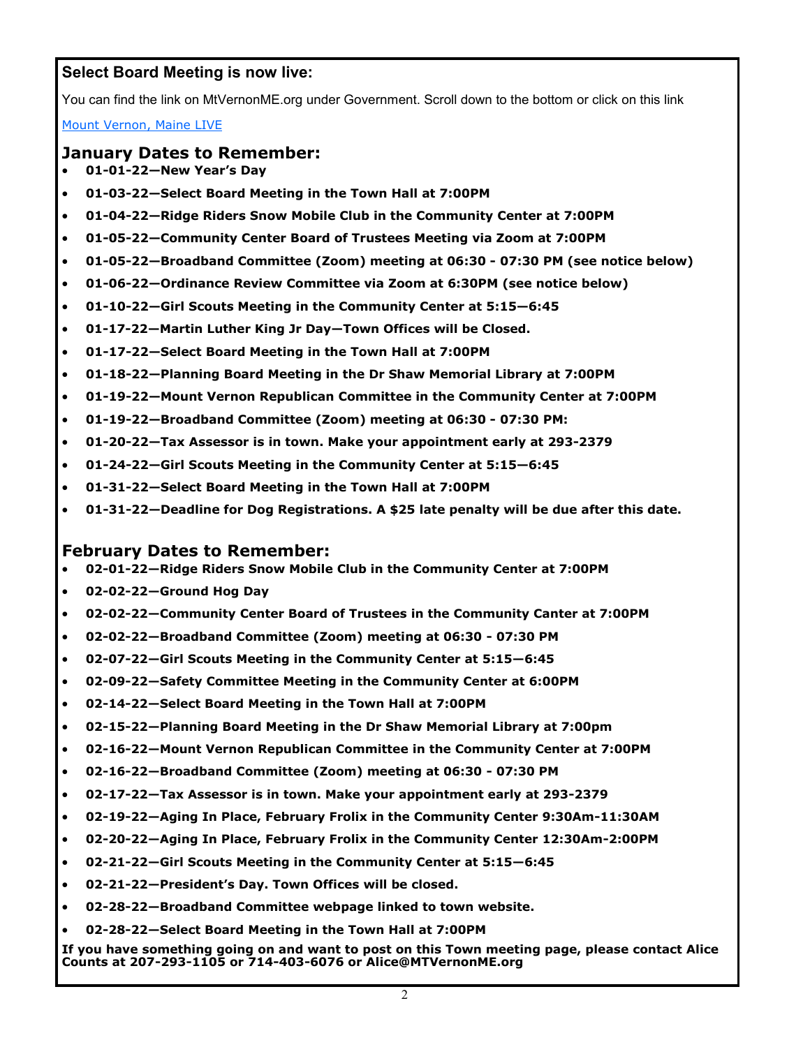### Select Board Meeting is now live:

You can find the link on MtVernonME.org under Government. Scroll down to the bottom or click on this link

[Mount Vernon, Maine LIVE]

## January Dates to Remember:

- **01-01-22—New Year's Day**
- **01-03-22—Select Board Meeting in the Town Hall at 7:00PM**
- **01-04-22—Ridge Riders Snow Mobile Club in the Community Center at 7:00PM**
- **01-05-22—Community Center Board of Trustees Meeting via Zoom at 7:00PM**
- **01-05-22—Broadband Committee (Zoom) meeting at 06:30 - 07:30 PM (see notice below)**
- **01-06-22—Ordinance Review Committee via Zoom at 6:30PM (see notice below)**
- **01-10-22—Girl Scouts Meeting in the Community Center at 5:15—6:45**
- **01-17-22—Martin Luther King Jr Day—Town Offices will be Closed.**
- **01-17-22—Select Board Meeting in the Town Hall at 7:00PM**
- **01-18-22—Planning Board Meeting in the Dr Shaw Memorial Library at 7:00PM**
- **01-19-22—Mount Vernon Republican Committee in the Community Center at 7:00PM**
- **01-19-22—Broadband Committee (Zoom) meeting at 06:30 - 07:30 PM:**
- **01-20-22—Tax Assessor is in town. Make your appointment early at 293-2379**
- **01-24-22—Girl Scouts Meeting in the Community Center at 5:15—6:45**
- **01-31-22—Select Board Meeting in the Town Hall at 7:00PM**
- **01-31-22—Deadline for Dog Registrations. A $25 late penalty will be due after this date.**

## February Dates to Remember:

- **02-01-22—Ridge Riders Snow Mobile Club in the Community Center at 7:00PM**
- **02-02-22—Ground Hog Day**
- **02-02-22—Community Center Board of Trustees in the Community Canter at 7:00PM**
- **02-02-22—Broadband Committee (Zoom) meeting at 06:30 - 07:30 PM**
- **02-07-22—Girl Scouts Meeting in the Community Center at 5:15—6:45**
- **02-09-22—Safety Committee Meeting in the Community Center at 6:00PM**
- **02-14-22—Select Board Meeting in the Town Hall at 7:00PM**
- **02-15-22—Planning Board Meeting in the Dr Shaw Memorial Library at 7:00pm**
- **02-16-22—Mount Vernon Republican Committee in the Community Center at 7:00PM**
- **02-16-22—Broadband Committee (Zoom) meeting at 06:30 - 07:30 PM**
- **02-17-22—Tax Assessor is in town. Make your appointment early at 293-2379**
- **02-19-22—Aging In Place, February Frolix in the Community Center 9:30Am-11:30AM**
- **02-20-22—Aging In Place, February Frolix in the Community Center 12:30Am-2:00PM**
- **02-21-22—Girl Scouts Meeting in the Community Center at 5:15—6:45**
- **02-21-22—President's Day. Town Offices will be closed.**
- **02-28-22—Broadband Committee webpage linked to town website.**
- **02-28-22—Select Board Meeting in the Town Hall at 7:00PM**

**If you have something going on and want to post on this Town meeting page, please contact Alice Counts at 207-293-1105 or 714-403-6076 or Alice@MTVernonME.org**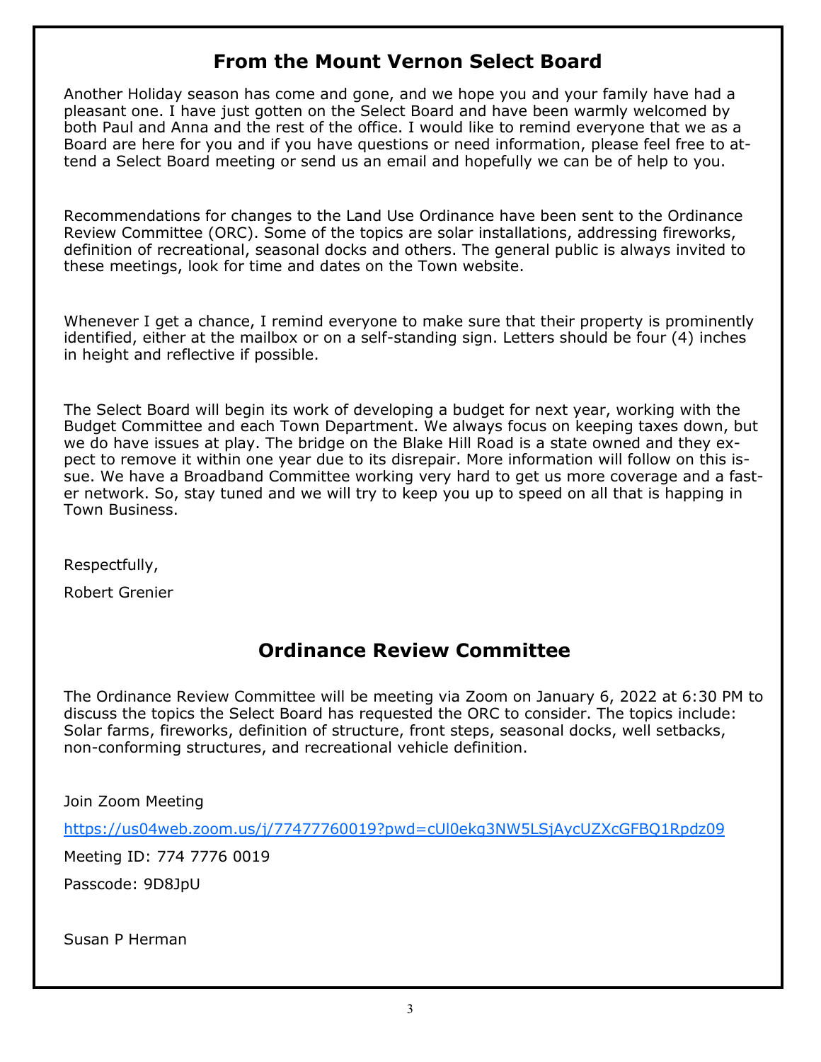## From the Mount Vernon Select Board

Another Holiday season has come and gone, and we hope you and your family have had a pleasant one. I have just gotten on the Select Board and have been warmly welcomed by both Paul and Anna and the rest of the office. I would like to remind everyone that we as a Board are here for you and if you have questions or need information, please feel free to attend a Select Board meeting or send us an email and hopefully we can be of help to you.

Recommendations for changes to the Land Use Ordinance have been sent to the Ordinance Review Committee (ORC). Some of the topics are solar installations, addressing fireworks, definition of recreational, seasonal docks and others. The general public is always invited to these meetings, look for time and dates on the Town website.

Whenever I get a chance, I remind everyone to make sure that their property is prominently identified, either at the mailbox or on a self-standing sign. Letters should be four (4) inches in height and reflective if possible.

The Select Board will begin its work of developing a budget for next year, working with the Budget Committee and each Town Department. We always focus on keeping taxes down, but we do have issues at play. The bridge on the Blake Hill Road is a state owned and they expect to remove it within one year due to its disrepair. More information will follow on this issue. We have a Broadband Committee working very hard to get us more coverage and a faster network. So, stay tuned and we will try to keep you up to speed on all that is happing in Town Business.

Respectfully,

Robert Grenier

## Ordinance Review Committee

The Ordinance Review Committee will be meeting via Zoom on January 6, 2022 at 6:30 PM to discuss the topics the Select Board has requested the ORC to consider. The topics include: Solar farms, fireworks, definition of structure, front steps, seasonal docks, well setbacks, non-conforming structures, and recreational vehicle definition.

Join Zoom Meeting

https://us04web.zoom.us/j/77477760019?pwd=cUl0ekg3NW5LSjAycUZXcGFBQ1Rpdz09

Meeting ID: 774 7776 0019

Passcode: 9D8JpU

Susan P Herman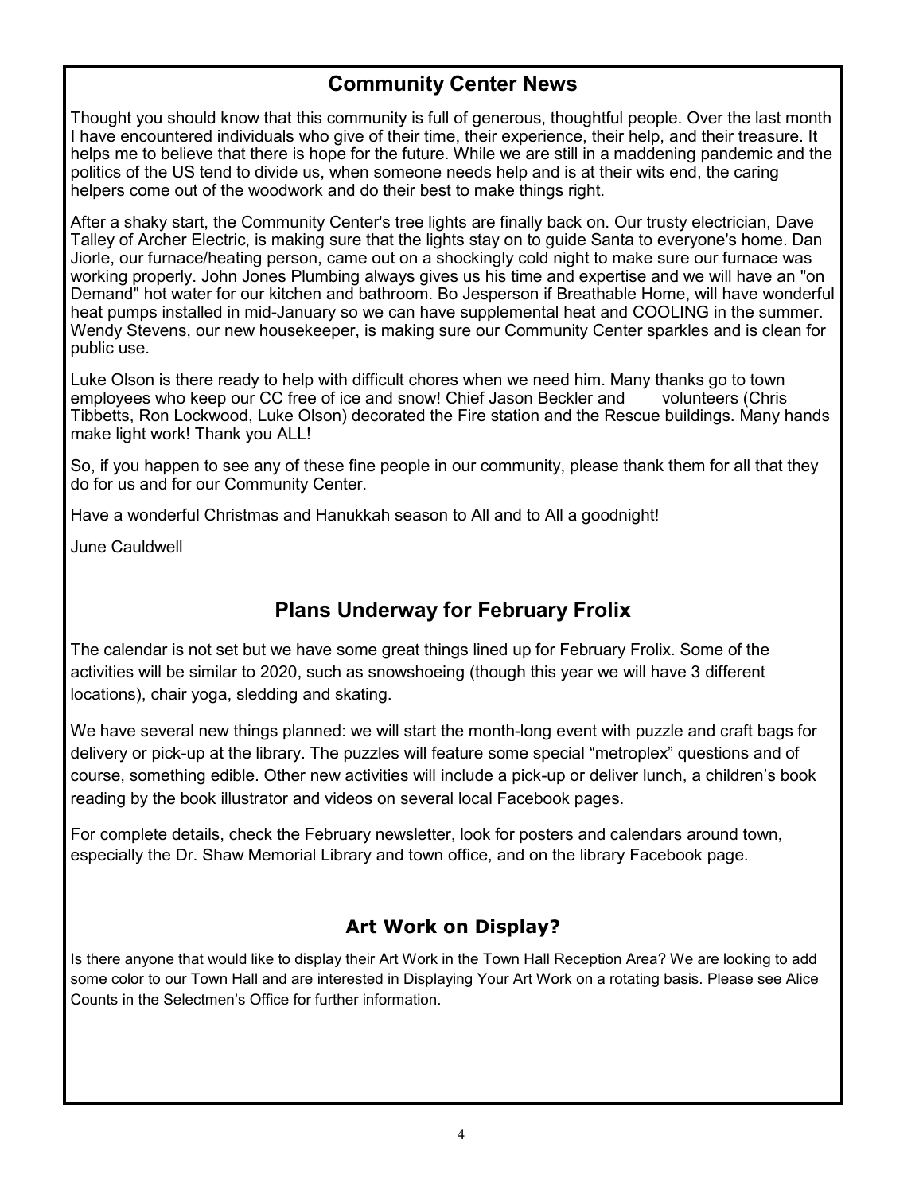## Community Center News

Thought you should know that this community is full of generous, thoughtful people. Over the last month I have encountered individuals who give of their time, their experience, their help, and their treasure. It helps me to believe that there is hope for the future. While we are still in a maddening pandemic and the politics of the US tend to divide us, when someone needs help and is at their wits end, the caring helpers come out of the woodwork and do their best to make things right.

After a shaky start, the Community Center's tree lights are finally back on. Our trusty electrician, Dave Talley of Archer Electric, is making sure that the lights stay on to guide Santa to everyone's home. Dan Jiorle, our furnace/heating person, came out on a shockingly cold night to make sure our furnace was working properly. John Jones Plumbing always gives us his time and expertise and we will have an "on Demand" hot water for our kitchen and bathroom. Bo Jesperson if Breathable Home, will have wonderful heat pumps installed in mid-January so we can have supplemental heat and COOLING in the summer. Wendy Stevens, our new housekeeper, is making sure our Community Center sparkles and is clean for public use.

Luke Olson is there ready to help with difficult chores when we need him. Many thanks go to town employees who keep our CC free of ice and snow! Chief Jason Beckler and volunteers (Chris Tibbetts, Ron Lockwood, Luke Olson) decorated the Fire station and the Rescue buildings. Many hands make light work! Thank you ALL!

So, if you happen to see any of these fine people in our community, please thank them for all that they do for us and for our Community Center.

Have a wonderful Christmas and Hanukkah season to All and to All a goodnight!

June Cauldwell

## Plans Underway for February Frolix

The calendar is not set but we have some great things lined up for February Frolix. Some of the activities will be similar to 2020, such as snowshoeing (though this year we will have 3 different locations), chair yoga, sledding and skating.

We have several new things planned: we will start the month-long event with puzzle and craft bags for delivery or pick-up at the library. The puzzles will feature some special "metroplex" questions and of course, something edible. Other new activities will include a pick-up or deliver lunch, a children's book reading by the book illustrator and videos on several local Facebook pages.

For complete details, check the February newsletter, look for posters and calendars around town, especially the Dr. Shaw Memorial Library and town office, and on the library Facebook page.

## Art Work on Display?

Is there anyone that would like to display their Art Work in the Town Hall Reception Area? We are looking to add some color to our Town Hall and are interested in Displaying Your Art Work on a rotating basis. Please see Alice Counts in the Selectmen's Office for further information.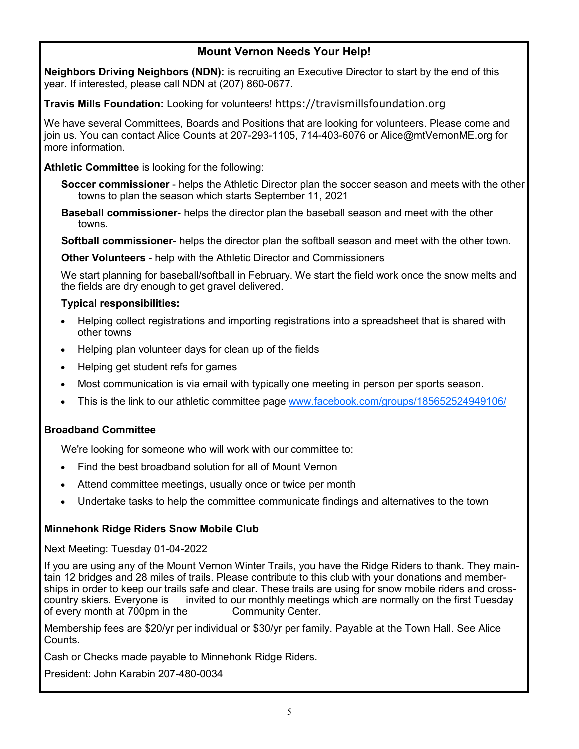## Mount Vernon Needs Your Help!

**Neighbors Driving Neighbors (NDN):** is recruiting an Executive Director to start by the end of this year. If interested, please call NDN at (207) 860-0677.

**Travis Mills Foundation:** Looking for volunteers! https://travismillsfoundation.org

We have several Committees, Boards and Positions that are looking for volunteers. Please come and join us. You can contact Alice Counts at 207-293-1105, 714-403-6076 or Alice@mtVernonME.org for more information.

**Athletic Committee** is looking for the following:

**Soccer commissioner** - helps the Athletic Director plan the soccer season and meets with the other towns to plan the season which starts September 11, 2021

**Baseball commissioner**- helps the director plan the baseball season and meet with the other towns.

**Softball commissioner**- helps the director plan the softball season and meet with the other town.

**Other Volunteers** - help with the Athletic Director and Commissioners

We start planning for baseball/softball in February. We start the field work once the snow melts and the fields are dry enough to get gravel delivered.

**Typical responsibilities:**

- Helping collect registrations and importing registrations into a spreadsheet that is shared with other towns
- Helping plan volunteer days for clean up of the fields
- Helping get student refs for games
- Most communication is via email with typically one meeting in person per sports season.
- This is the link to our athletic committee page www.facebook.com/groups/185652524949106/

### Broadband Committee

We're looking for someone who will work with our committee to:

- Find the best broadband solution for all of Mount Vernon
- Attend committee meetings, usually once or twice per month
- Undertake tasks to help the committee communicate findings and alternatives to the town

### Minnehonk Ridge Riders Snow Mobile Club

Next Meeting: Tuesday 01-04-2022

If you are using any of the Mount Vernon Winter Trails, you have the Ridge Riders to thank. They maintain 12 bridges and 28 miles of trails. Please contribute to this club with your donations and memberships in order to keep our trails safe and clear. These trails are using for snow mobile riders and cross-country skiers. Everyone is invited to our monthly meetings which are normally on the first Tuesday of every month at 700pm in the Community Center.

Membership fees are $20/yr per individual or $30/yr per family. Payable at the Town Hall. See Alice Counts.

Cash or Checks made payable to Minnehonk Ridge Riders.

President: John Karabin 207-480-0034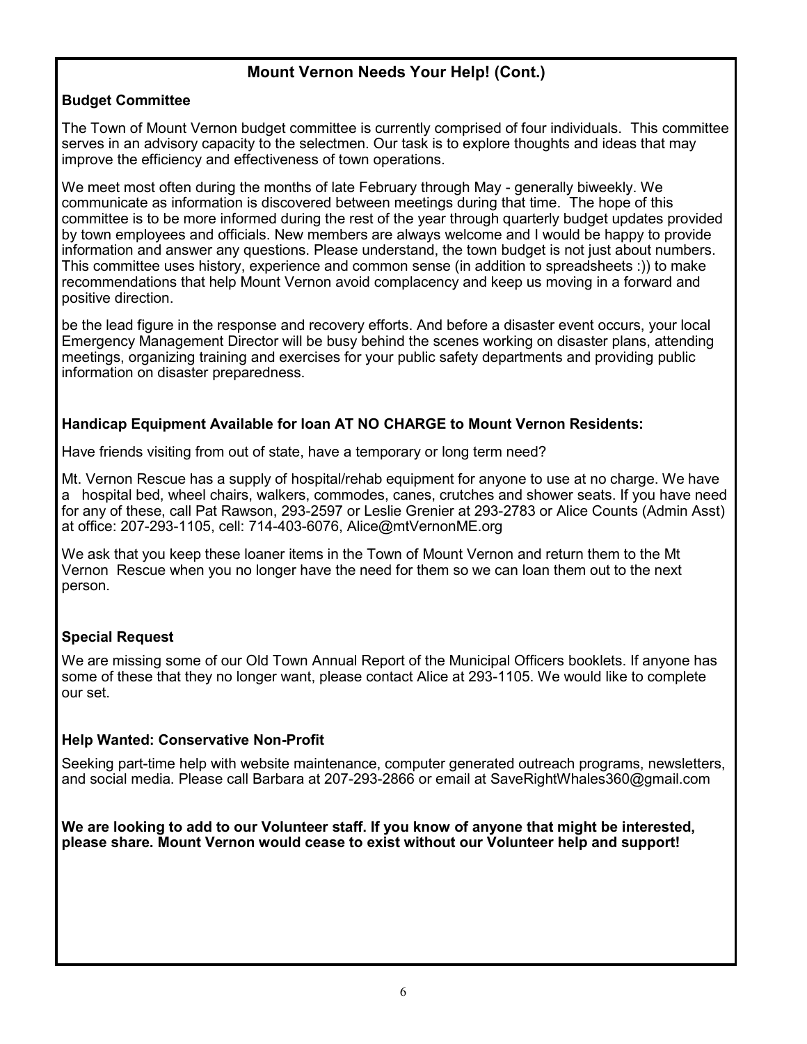## Mount Vernon Needs Your Help! (Cont.)

### Budget Committee

The Town of Mount Vernon budget committee is currently comprised of four individuals. This committee serves in an advisory capacity to the selectmen. Our task is to explore thoughts and ideas that may improve the efficiency and effectiveness of town operations.

We meet most often during the months of late February through May - generally biweekly. We communicate as information is discovered between meetings during that time. The hope of this committee is to be more informed during the rest of the year through quarterly budget updates provided by town employees and officials. New members are always welcome and I would be happy to provide information and answer any questions. Please understand, the town budget is not just about numbers. This committee uses history, experience and common sense (in addition to spreadsheets :)) to make recommendations that help Mount Vernon avoid complacency and keep us moving in a forward and positive direction.

be the lead figure in the response and recovery efforts. And before a disaster event occurs, your local Emergency Management Director will be busy behind the scenes working on disaster plans, attending meetings, organizing training and exercises for your public safety departments and providing public information on disaster preparedness.

### Handicap Equipment Available for loan AT NO CHARGE to Mount Vernon Residents:

Have friends visiting from out of state, have a temporary or long term need?

Mt. Vernon Rescue has a supply of hospital/rehab equipment for anyone to use at no charge. We have a hospital bed, wheel chairs, walkers, commodes, canes, crutches and shower seats. If you have need for any of these, call Pat Rawson, 293-2597 or Leslie Grenier at 293-2783 or Alice Counts (Admin Asst) at office: 207-293-1105, cell: 714-403-6076, Alice@mtVernonME.org

We ask that you keep these loaner items in the Town of Mount Vernon and return them to the Mt Vernon Rescue when you no longer have the need for them so we can loan them out to the next person.

### Special Request

We are missing some of our Old Town Annual Report of the Municipal Officers booklets. If anyone has some of these that they no longer want, please contact Alice at 293-1105. We would like to complete our set.

### Help Wanted: Conservative Non-Profit

Seeking part-time help with website maintenance, computer generated outreach programs, newsletters, and social media. Please call Barbara at 207-293-2866 or email at SaveRightWhales360@gmail.com

**We are looking to add to our Volunteer staff. If you know of anyone that might be interested, please share. Mount Vernon would cease to exist without our Volunteer help and support!**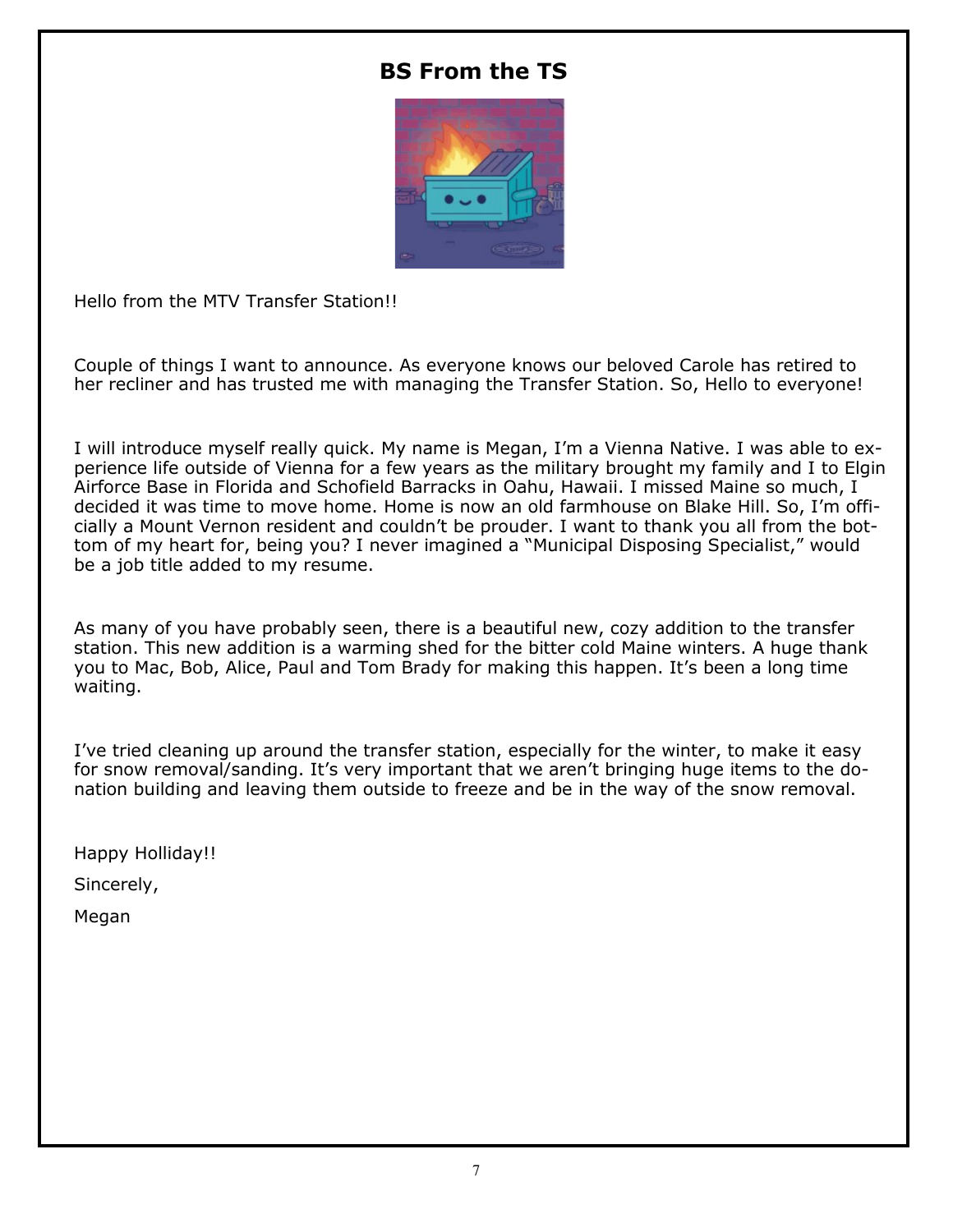# BS From the TS

Hello from the MTV Transfer Station!!

Couple of things I want to announce. As everyone knows our beloved Carole has retired to her recliner and has trusted me with managing the Transfer Station. So, Hello to everyone!

I will introduce myself really quick. My name is Megan, I'm a Vienna Native. I was able to experience life outside of Vienna for a few years as the military brought my family and I to Elgin Airforce Base in Florida and Schofield Barracks in Oahu, Hawaii. I missed Maine so much, I decided it was time to move home. Home is now an old farmhouse on Blake Hill. So, I'm officially a Mount Vernon resident and couldn't be prouder. I want to thank you all from the bottom of my heart for, being you? I never imagined a "Municipal Disposing Specialist," would be a job title added to my resume.

As many of you have probably seen, there is a beautiful new, cozy addition to the transfer station. This new addition is a warming shed for the bitter cold Maine winters. A huge thank you to Mac, Bob, Alice, Paul and Tom Brady for making this happen. It's been a long time waiting.

I've tried cleaning up around the transfer station, especially for the winter, to make it easy for snow removal/sanding. It's very important that we aren't bringing huge items to the donation building and leaving them outside to freeze and be in the way of the snow removal.

Happy Holliday!!

Sincerely,

Megan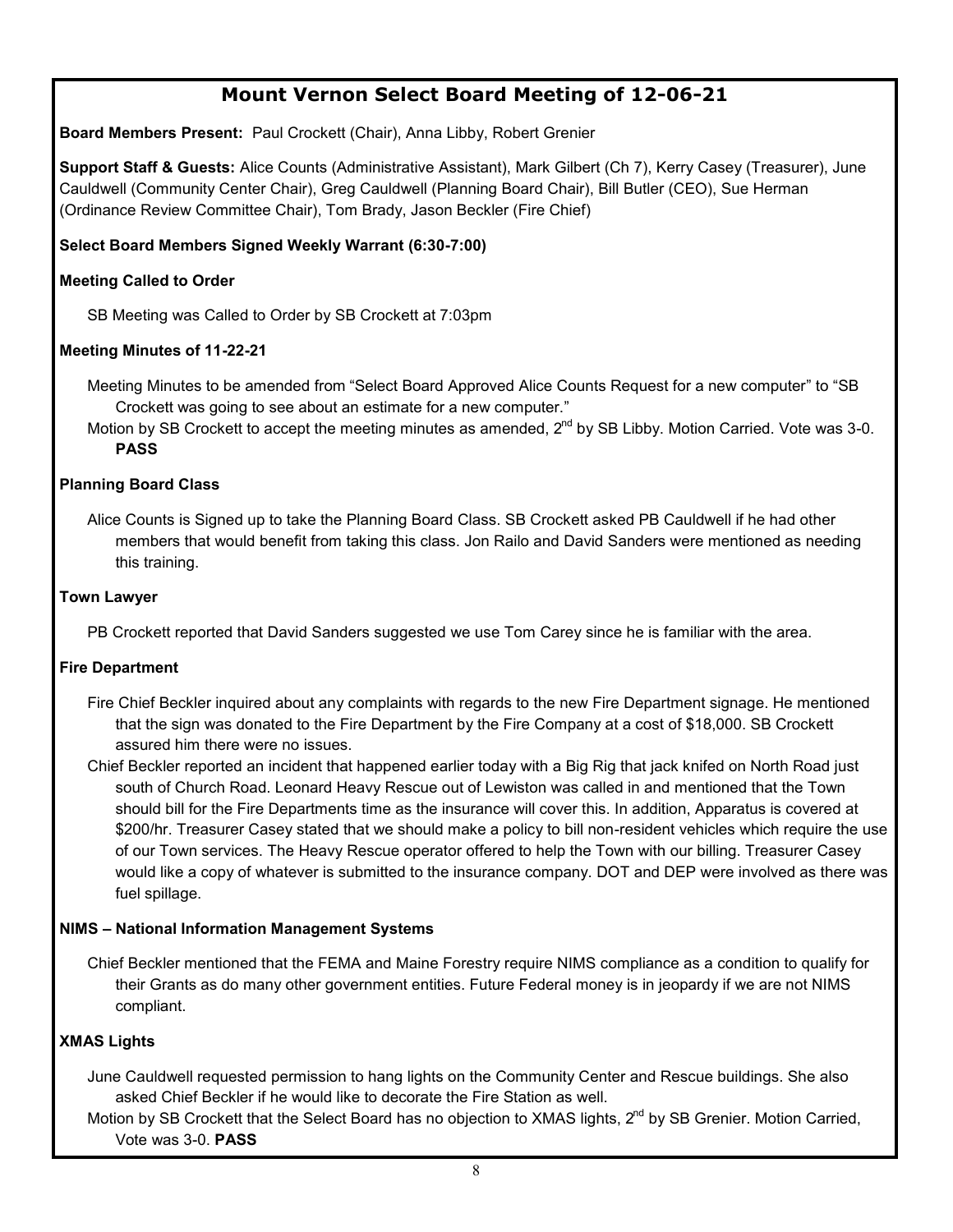## Mount Vernon Select Board Meeting of 12-06-21

**Board Members Present:** Paul Crockett (Chair), Anna Libby, Robert Grenier

**Support Staff & Guests:** Alice Counts (Administrative Assistant), Mark Gilbert (Ch 7), Kerry Casey (Treasurer), June Cauldwell (Community Center Chair), Greg Cauldwell (Planning Board Chair), Bill Butler (CEO), Sue Herman (Ordinance Review Committee Chair), Tom Brady, Jason Beckler (Fire Chief)

**Select Board Members Signed Weekly Warrant (6:30-7:00)**

**Meeting Called to Order**

SB Meeting was Called to Order by SB Crockett at 7:03pm

**Meeting Minutes of 11-22-21**

Meeting Minutes to be amended from "Select Board Approved Alice Counts Request for a new computer" to "SB Crockett was going to see about an estimate for a new computer."

Motion by SB Crockett to accept the meeting minutes as amended, 2nd by SB Libby. Motion Carried. Vote was 3-0. **PASS**

**Planning Board Class**

Alice Counts is Signed up to take the Planning Board Class. SB Crockett asked PB Cauldwell if he had other members that would benefit from taking this class. Jon Railo and David Sanders were mentioned as needing this training.

**Town Lawyer**

PB Crockett reported that David Sanders suggested we use Tom Carey since he is familiar with the area.

**Fire Department**

Fire Chief Beckler inquired about any complaints with regards to the new Fire Department signage. He mentioned that the sign was donated to the Fire Department by the Fire Company at a cost of $18,000. SB Crockett assured him there were no issues.

Chief Beckler reported an incident that happened earlier today with a Big Rig that jack knifed on North Road just south of Church Road. Leonard Heavy Rescue out of Lewiston was called in and mentioned that the Town should bill for the Fire Departments time as the insurance will cover this. In addition, Apparatus is covered at $200/hr. Treasurer Casey stated that we should make a policy to bill non-resident vehicles which require the use of our Town services. The Heavy Rescue operator offered to help the Town with our billing. Treasurer Casey would like a copy of whatever is submitted to the insurance company. DOT and DEP were involved as there was fuel spillage.

**NIMS – National Information Management Systems**

Chief Beckler mentioned that the FEMA and Maine Forestry require NIMS compliance as a condition to qualify for their Grants as do many other government entities. Future Federal money is in jeopardy if we are not NIMS compliant.

**XMAS Lights**

June Cauldwell requested permission to hang lights on the Community Center and Rescue buildings. She also asked Chief Beckler if he would like to decorate the Fire Station as well.

Motion by SB Crockett that the Select Board has no objection to XMAS lights, 2nd by SB Grenier. Motion Carried, Vote was 3-0. **PASS**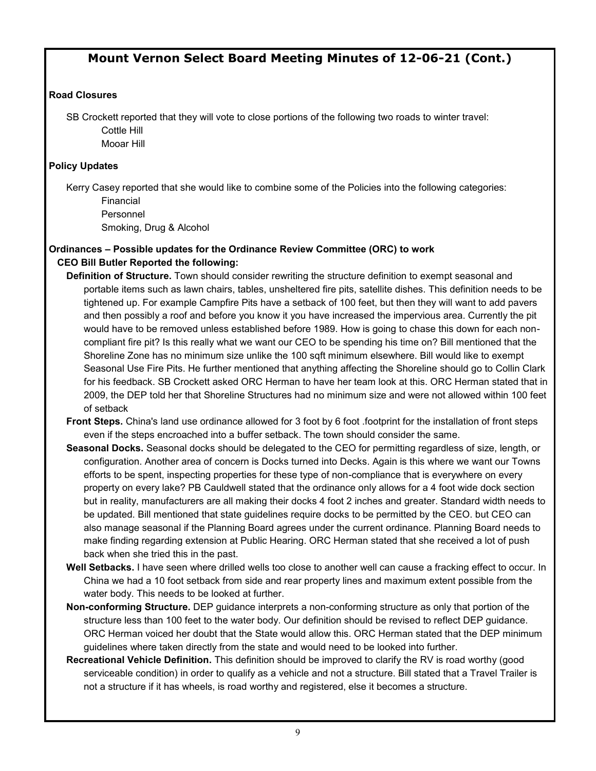# Mount Vernon Select Board Meeting Minutes of 12-06-21 (Cont.)

**Road Closures**

SB Crockett reported that they will vote to close portions of the following two roads to winter travel:

- Cottle Hill
- Mooar Hill

**Policy Updates**

Kerry Casey reported that she would like to combine some of the Policies into the following categories:

- Financial
- Personnel
- Smoking, Drug & Alcohol

**Ordinances – Possible updates for the Ordinance Review Committee (ORC) to work**

**CEO Bill Butler Reported the following:**

**Definition of Structure.** Town should consider rewriting the structure definition to exempt seasonal and portable items such as lawn chairs, tables, unsheltered fire pits, satellite dishes. This definition needs to be tightened up. For example Campfire Pits have a setback of 100 feet, but then they will want to add pavers and then possibly a roof and before you know it you have increased the impervious area. Currently the pit would have to be removed unless established before 1989. How is going to chase this down for each non-compliant fire pit? Is this really what we want our CEO to be spending his time on? Bill mentioned that the Shoreline Zone has no minimum size unlike the 100 sqft minimum elsewhere. Bill would like to exempt Seasonal Use Fire Pits. He further mentioned that anything affecting the Shoreline should go to Collin Clark for his feedback. SB Crockett asked ORC Herman to have her team look at this. ORC Herman stated that in 2009, the DEP told her that Shoreline Structures had no minimum size and were not allowed within 100 feet of setback

**Front Steps.** China's land use ordinance allowed for 3 foot by 6 foot .footprint for the installation of front steps even if the steps encroached into a buffer setback. The town should consider the same.

**Seasonal Docks.** Seasonal docks should be delegated to the CEO for permitting regardless of size, length, or configuration. Another area of concern is Docks turned into Decks. Again is this where we want our Towns efforts to be spent, inspecting properties for these type of non-compliance that is everywhere on every property on every lake? PB Cauldwell stated that the ordinance only allows for a 4 foot wide dock section but in reality, manufacturers are all making their docks 4 foot 2 inches and greater. Standard width needs to be updated. Bill mentioned that state guidelines require docks to be permitted by the CEO. but CEO can also manage seasonal if the Planning Board agrees under the current ordinance. Planning Board needs to make finding regarding extension at Public Hearing. ORC Herman stated that she received a lot of push back when she tried this in the past.

**Well Setbacks.** I have seen where drilled wells too close to another well can cause a fracking effect to occur. In China we had a 10 foot setback from side and rear property lines and maximum extent possible from the water body. This needs to be looked at further.

**Non-conforming Structure.** DEP guidance interprets a non-conforming structure as only that portion of the structure less than 100 feet to the water body. Our definition should be revised to reflect DEP guidance. ORC Herman voiced her doubt that the State would allow this. ORC Herman stated that the DEP minimum guidelines where taken directly from the state and would need to be looked into further.

**Recreational Vehicle Definition.** This definition should be improved to clarify the RV is road worthy (good serviceable condition) in order to qualify as a vehicle and not a structure. Bill stated that a Travel Trailer is not a structure if it has wheels, is road worthy and registered, else it becomes a structure.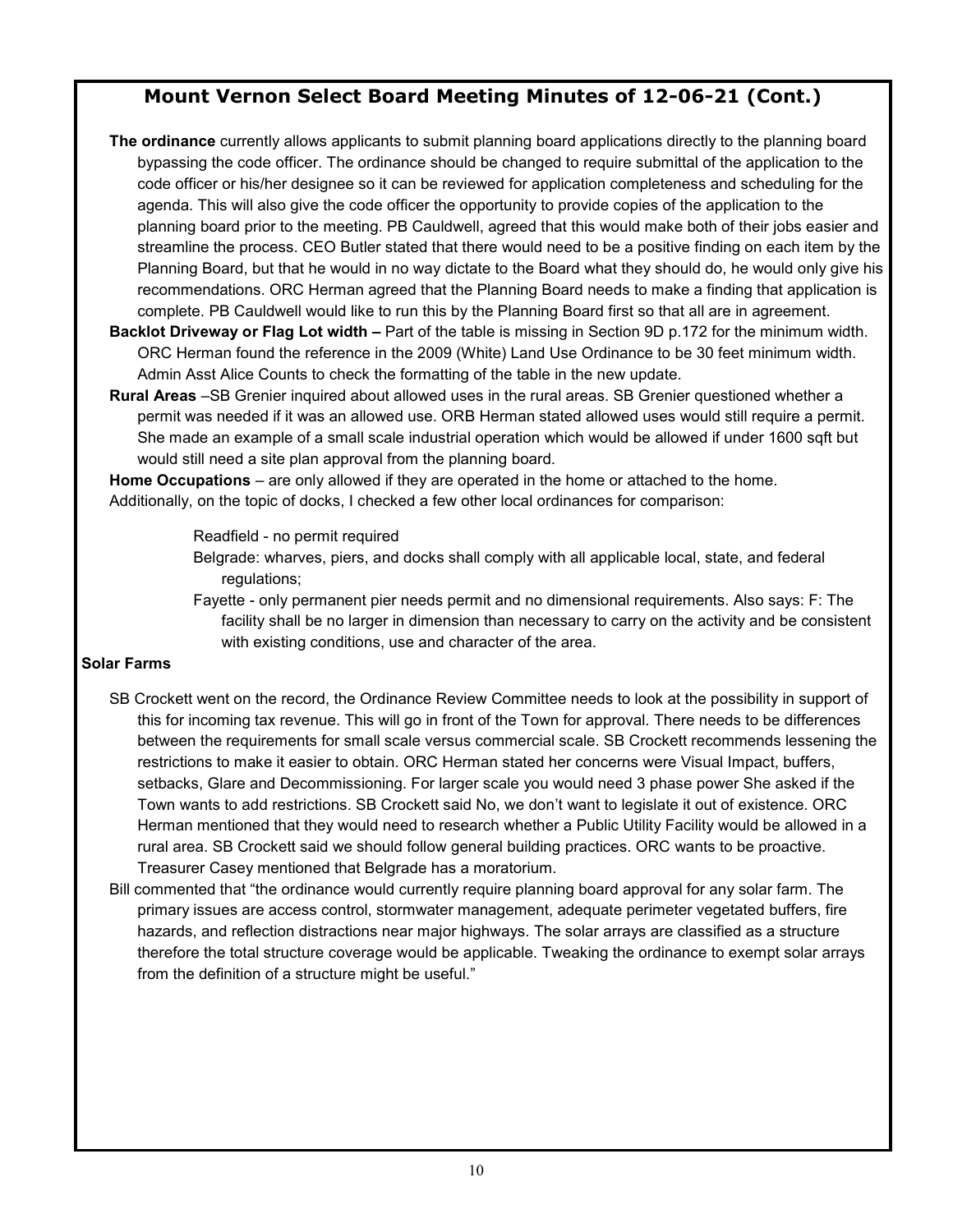## Mount Vernon Select Board Meeting Minutes of 12-06-21 (Cont.)

**The ordinance** currently allows applicants to submit planning board applications directly to the planning board bypassing the code officer. The ordinance should be changed to require submittal of the application to the code officer or his/her designee so it can be reviewed for application completeness and scheduling for the agenda. This will also give the code officer the opportunity to provide copies of the application to the planning board prior to the meeting. PB Cauldwell, agreed that this would make both of their jobs easier and streamline the process. CEO Butler stated that there would need to be a positive finding on each item by the Planning Board, but that he would in no way dictate to the Board what they should do, he would only give his recommendations. ORC Herman agreed that the Planning Board needs to make a finding that application is complete. PB Cauldwell would like to run this by the Planning Board first so that all are in agreement.

**Backlot Driveway or Flag Lot width –** Part of the table is missing in Section 9D p.172 for the minimum width. ORC Herman found the reference in the 2009 (White) Land Use Ordinance to be 30 feet minimum width. Admin Asst Alice Counts to check the formatting of the table in the new update.

**Rural Areas** –SB Grenier inquired about allowed uses in the rural areas. SB Grenier questioned whether a permit was needed if it was an allowed use. ORB Herman stated allowed uses would still require a permit. She made an example of a small scale industrial operation which would be allowed if under 1600 sqft but would still need a site plan approval from the planning board.

**Home Occupations** – are only allowed if they are operated in the home or attached to the home.

Additionally, on the topic of docks, I checked a few other local ordinances for comparison:

> Readfield - no permit required
>
> Belgrade: wharves, piers, and docks shall comply with all applicable local, state, and federal regulations;
>
> Fayette - only permanent pier needs permit and no dimensional requirements. Also says: F: The facility shall be no larger in dimension than necessary to carry on the activity and be consistent with existing conditions, use and character of the area.

**Solar Farms**

SB Crockett went on the record, the Ordinance Review Committee needs to look at the possibility in support of this for incoming tax revenue. This will go in front of the Town for approval. There needs to be differences between the requirements for small scale versus commercial scale. SB Crockett recommends lessening the restrictions to make it easier to obtain. ORC Herman stated her concerns were Visual Impact, buffers, setbacks, Glare and Decommissioning. For larger scale you would need 3 phase power She asked if the Town wants to add restrictions. SB Crockett said No, we don't want to legislate it out of existence. ORC Herman mentioned that they would need to research whether a Public Utility Facility would be allowed in a rural area. SB Crockett said we should follow general building practices. ORC wants to be proactive. Treasurer Casey mentioned that Belgrade has a moratorium.

Bill commented that "the ordinance would currently require planning board approval for any solar farm. The primary issues are access control, stormwater management, adequate perimeter vegetated buffers, fire hazards, and reflection distractions near major highways. The solar arrays are classified as a structure therefore the total structure coverage would be applicable. Tweaking the ordinance to exempt solar arrays from the definition of a structure might be useful."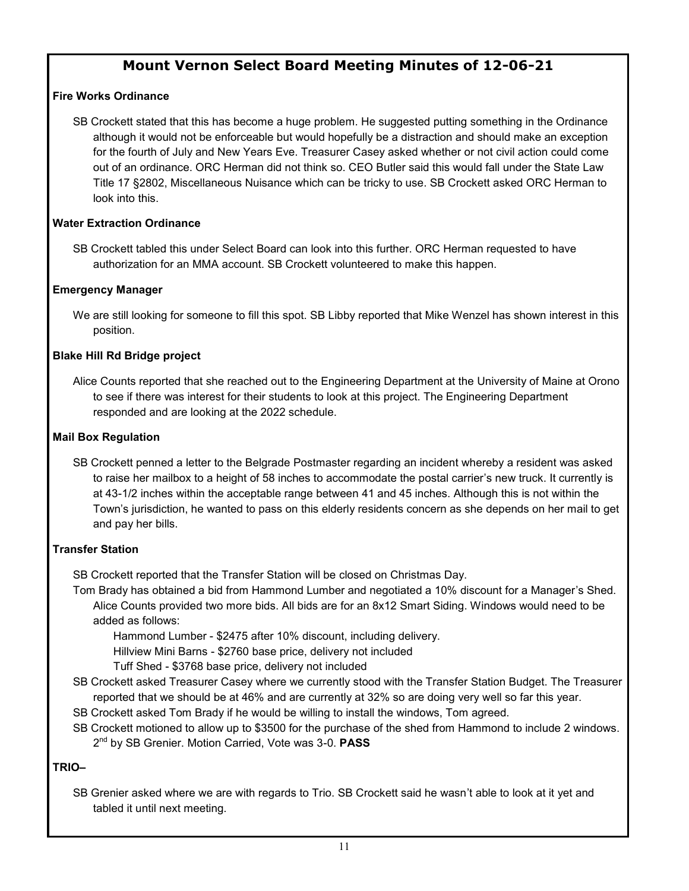# Mount Vernon Select Board Meeting Minutes of 12-06-21

**Fire Works Ordinance**

SB Crockett stated that this has become a huge problem. He suggested putting something in the Ordinance although it would not be enforceable but would hopefully be a distraction and should make an exception for the fourth of July and New Years Eve. Treasurer Casey asked whether or not civil action could come out of an ordinance. ORC Herman did not think so. CEO Butler said this would fall under the State Law Title 17 §2802, Miscellaneous Nuisance which can be tricky to use. SB Crockett asked ORC Herman to look into this.

**Water Extraction Ordinance**

SB Crockett tabled this under Select Board can look into this further. ORC Herman requested to have authorization for an MMA account. SB Crockett volunteered to make this happen.

**Emergency Manager**

We are still looking for someone to fill this spot. SB Libby reported that Mike Wenzel has shown interest in this position.

**Blake Hill Rd Bridge project**

Alice Counts reported that she reached out to the Engineering Department at the University of Maine at Orono to see if there was interest for their students to look at this project. The Engineering Department responded and are looking at the 2022 schedule.

**Mail Box Regulation**

SB Crockett penned a letter to the Belgrade Postmaster regarding an incident whereby a resident was asked to raise her mailbox to a height of 58 inches to accommodate the postal carrier's new truck. It currently is at 43-1/2 inches within the acceptable range between 41 and 45 inches. Although this is not within the Town's jurisdiction, he wanted to pass on this elderly residents concern as she depends on her mail to get and pay her bills.

**Transfer Station**

SB Crockett reported that the Transfer Station will be closed on Christmas Day.

Tom Brady has obtained a bid from Hammond Lumber and negotiated a 10% discount for a Manager's Shed. Alice Counts provided two more bids. All bids are for an 8x12 Smart Siding. Windows would need to be added as follows:

Hammond Lumber - $2475 after 10% discount, including delivery.
Hillview Mini Barns - $2760 base price, delivery not included
Tuff Shed - $3768 base price, delivery not included

SB Crockett asked Treasurer Casey where we currently stood with the Transfer Station Budget. The Treasurer reported that we should be at 46% and are currently at 32% so are doing very well so far this year.

SB Crockett asked Tom Brady if he would be willing to install the windows, Tom agreed.

SB Crockett motioned to allow up to $3500 for the purchase of the shed from Hammond to include 2 windows. 2nd by SB Grenier. Motion Carried, Vote was 3-0. **PASS**

**TRIO–**

SB Grenier asked where we are with regards to Trio. SB Crockett said he wasn't able to look at it yet and tabled it until next meeting.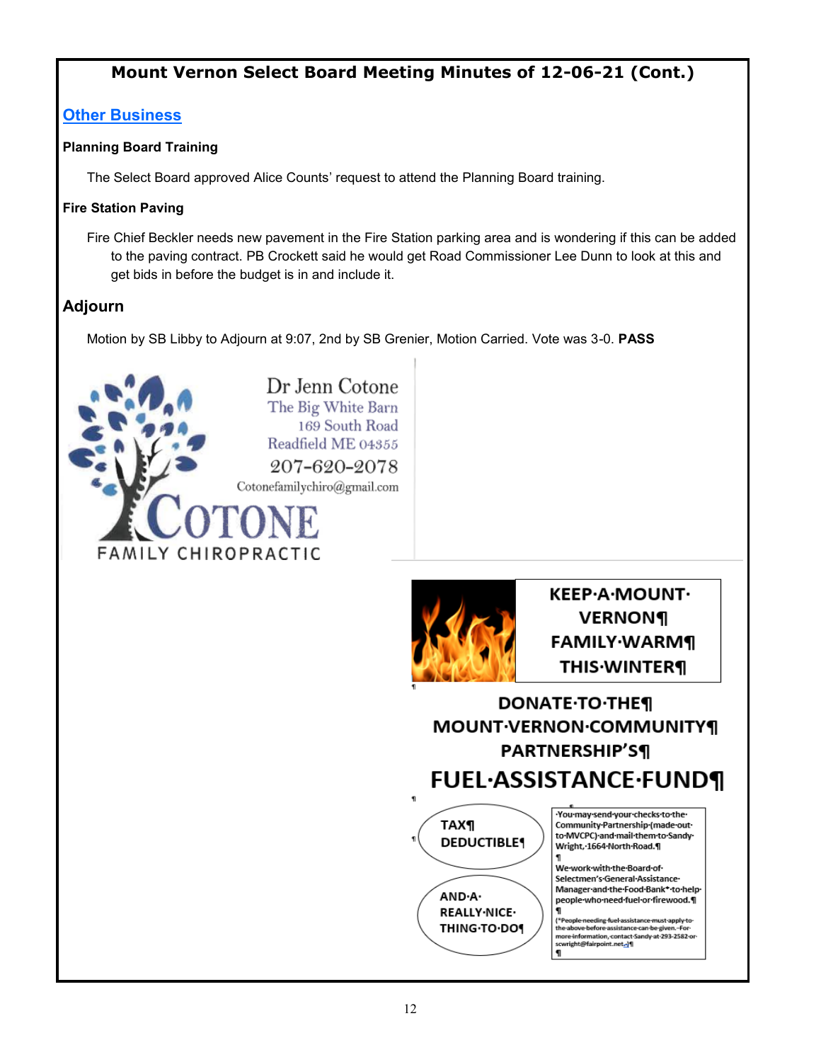## Mount Vernon Select Board Meeting Minutes of 12-06-21 (Cont.)

### Other Business

**Planning Board Training**

The Select Board approved Alice Counts' request to attend the Planning Board training.

**Fire Station Paving**

Fire Chief Beckler needs new pavement in the Fire Station parking area and is wondering if this can be added to the paving contract. PB Crockett said he would get Road Commissioner Lee Dunn to look at this and get bids in before the budget is in and include it.

### Adjourn

Motion by SB Libby to Adjourn at 9:07, 2nd by SB Grenier, Motion Carried. Vote was 3-0. **PASS**

Dr Jenn Cotone
The Big White Barn
169 South Road
Readfield ME 04355
207-620-2078
Cotonefamilychiro@gmail.com

COTONE
FAMILY CHIROPRACTIC

**KEEP A MOUNT VERNON FAMILY WARM THIS WINTER**

**DONATE TO THE MOUNT VERNON COMMUNITY PARTNERSHIP'S**

**FUEL ASSISTANCE FUND**

**TAX DEDUCTIBLE**

**AND A REALLY NICE THING TO DO**

You may send your checks to the Community Partnership (made out to MVCPC) and mail them to Sandy Wright, 1664 North Road.

We work with the Board of Selectmen's General Assistance Manager and the Food Bank* to help people who need fuel or firewood.

(*People needing fuel assistance must apply to the above before assistance can be given. For more information, contact Sandy at 293-2582 or scwright@fairpoint.net.)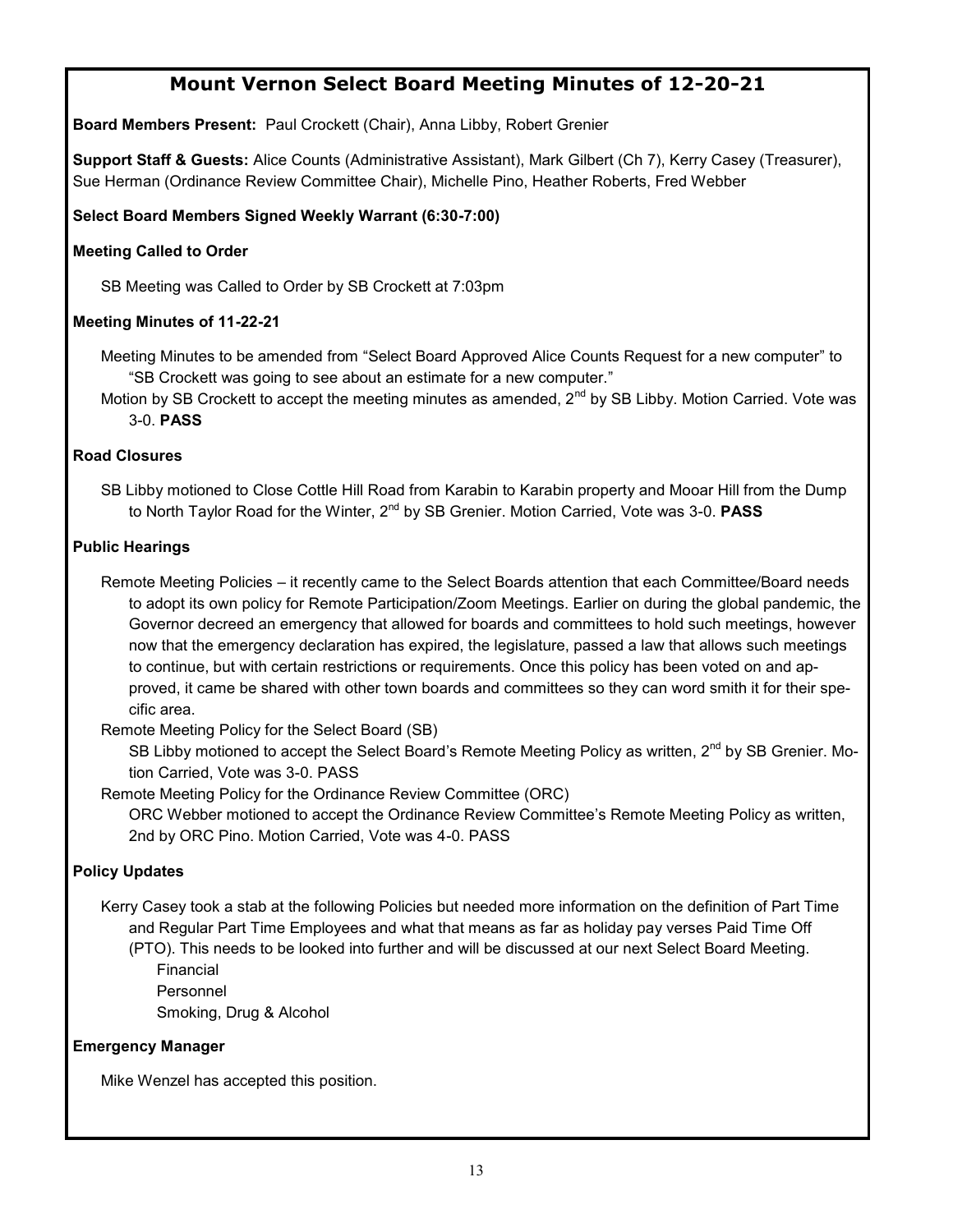# Mount Vernon Select Board Meeting Minutes of 12-20-21

**Board Members Present:** Paul Crockett (Chair), Anna Libby, Robert Grenier

**Support Staff & Guests:** Alice Counts (Administrative Assistant), Mark Gilbert (Ch 7), Kerry Casey (Treasurer), Sue Herman (Ordinance Review Committee Chair), Michelle Pino, Heather Roberts, Fred Webber

**Select Board Members Signed Weekly Warrant (6:30-7:00)**

**Meeting Called to Order**

SB Meeting was Called to Order by SB Crockett at 7:03pm

**Meeting Minutes of 11-22-21**

Meeting Minutes to be amended from "Select Board Approved Alice Counts Request for a new computer" to "SB Crockett was going to see about an estimate for a new computer."

Motion by SB Crockett to accept the meeting minutes as amended, 2nd by SB Libby. Motion Carried. Vote was 3-0. **PASS**

**Road Closures**

SB Libby motioned to Close Cottle Hill Road from Karabin to Karabin property and Mooar Hill from the Dump to North Taylor Road for the Winter, 2nd by SB Grenier. Motion Carried, Vote was 3-0. **PASS**

**Public Hearings**

Remote Meeting Policies – it recently came to the Select Boards attention that each Committee/Board needs to adopt its own policy for Remote Participation/Zoom Meetings. Earlier on during the global pandemic, the Governor decreed an emergency that allowed for boards and committees to hold such meetings, however now that the emergency declaration has expired, the legislature, passed a law that allows such meetings to continue, but with certain restrictions or requirements. Once this policy has been voted on and approved, it came be shared with other town boards and committees so they can word smith it for their specific area.

Remote Meeting Policy for the Select Board (SB)

SB Libby motioned to accept the Select Board's Remote Meeting Policy as written, 2nd by SB Grenier. Motion Carried, Vote was 3-0. PASS

Remote Meeting Policy for the Ordinance Review Committee (ORC)

ORC Webber motioned to accept the Ordinance Review Committee's Remote Meeting Policy as written, 2nd by ORC Pino. Motion Carried, Vote was 4-0. PASS

**Policy Updates**

Kerry Casey took a stab at the following Policies but needed more information on the definition of Part Time and Regular Part Time Employees and what that means as far as holiday pay verses Paid Time Off (PTO). This needs to be looked into further and will be discussed at our next Select Board Meeting.

- Financial
- Personnel
- Smoking, Drug & Alcohol

**Emergency Manager**

Mike Wenzel has accepted this position.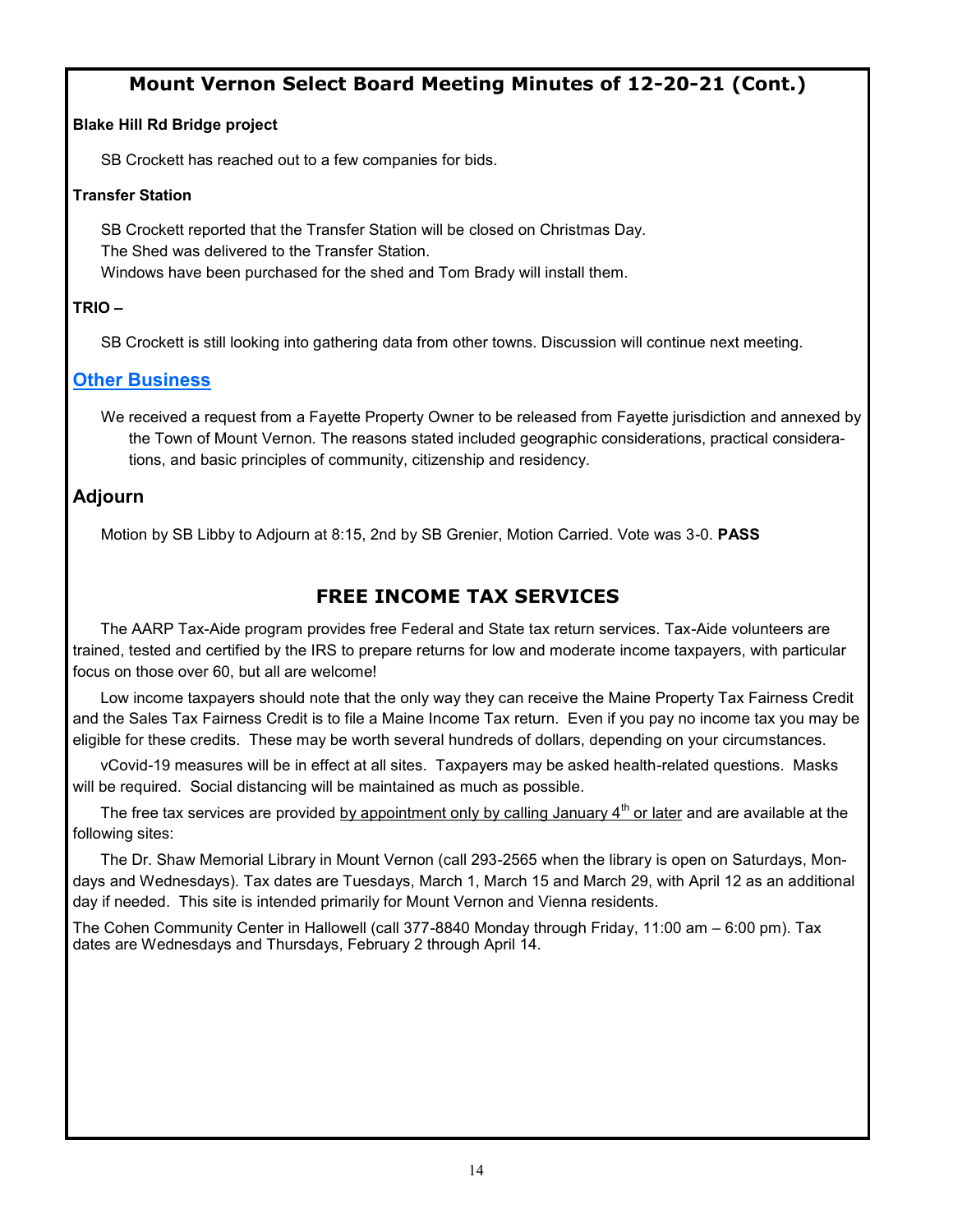## Mount Vernon Select Board Meeting Minutes of 12-20-21 (Cont.)

**Blake Hill Rd Bridge project**

SB Crockett has reached out to a few companies for bids.

**Transfer Station**

SB Crockett reported that the Transfer Station will be closed on Christmas Day.
The Shed was delivered to the Transfer Station.
Windows have been purchased for the shed and Tom Brady will install them.

**TRIO –**

SB Crockett is still looking into gathering data from other towns. Discussion will continue next meeting.

### Other Business

We received a request from a Fayette Property Owner to be released from Fayette jurisdiction and annexed by the Town of Mount Vernon. The reasons stated included geographic considerations, practical considerations, and basic principles of community, citizenship and residency.

### Adjourn

Motion by SB Libby to Adjourn at 8:15, 2nd by SB Grenier, Motion Carried. Vote was 3-0. **PASS**

## FREE INCOME TAX SERVICES

The AARP Tax-Aide program provides free Federal and State tax return services. Tax-Aide volunteers are trained, tested and certified by the IRS to prepare returns for low and moderate income taxpayers, with particular focus on those over 60, but all are welcome!

Low income taxpayers should note that the only way they can receive the Maine Property Tax Fairness Credit and the Sales Tax Fairness Credit is to file a Maine Income Tax return. Even if you pay no income tax you may be eligible for these credits. These may be worth several hundreds of dollars, depending on your circumstances.

vCovid-19 measures will be in effect at all sites. Taxpayers may be asked health-related questions. Masks will be required. Social distancing will be maintained as much as possible.

The free tax services are provided by appointment only by calling January 4th or later and are available at the following sites:

The Dr. Shaw Memorial Library in Mount Vernon (call 293-2565 when the library is open on Saturdays, Mondays and Wednesdays). Tax dates are Tuesdays, March 1, March 15 and March 29, with April 12 as an additional day if needed. This site is intended primarily for Mount Vernon and Vienna residents.

The Cohen Community Center in Hallowell (call 377-8840 Monday through Friday, 11:00 am – 6:00 pm). Tax dates are Wednesdays and Thursdays, February 2 through April 14.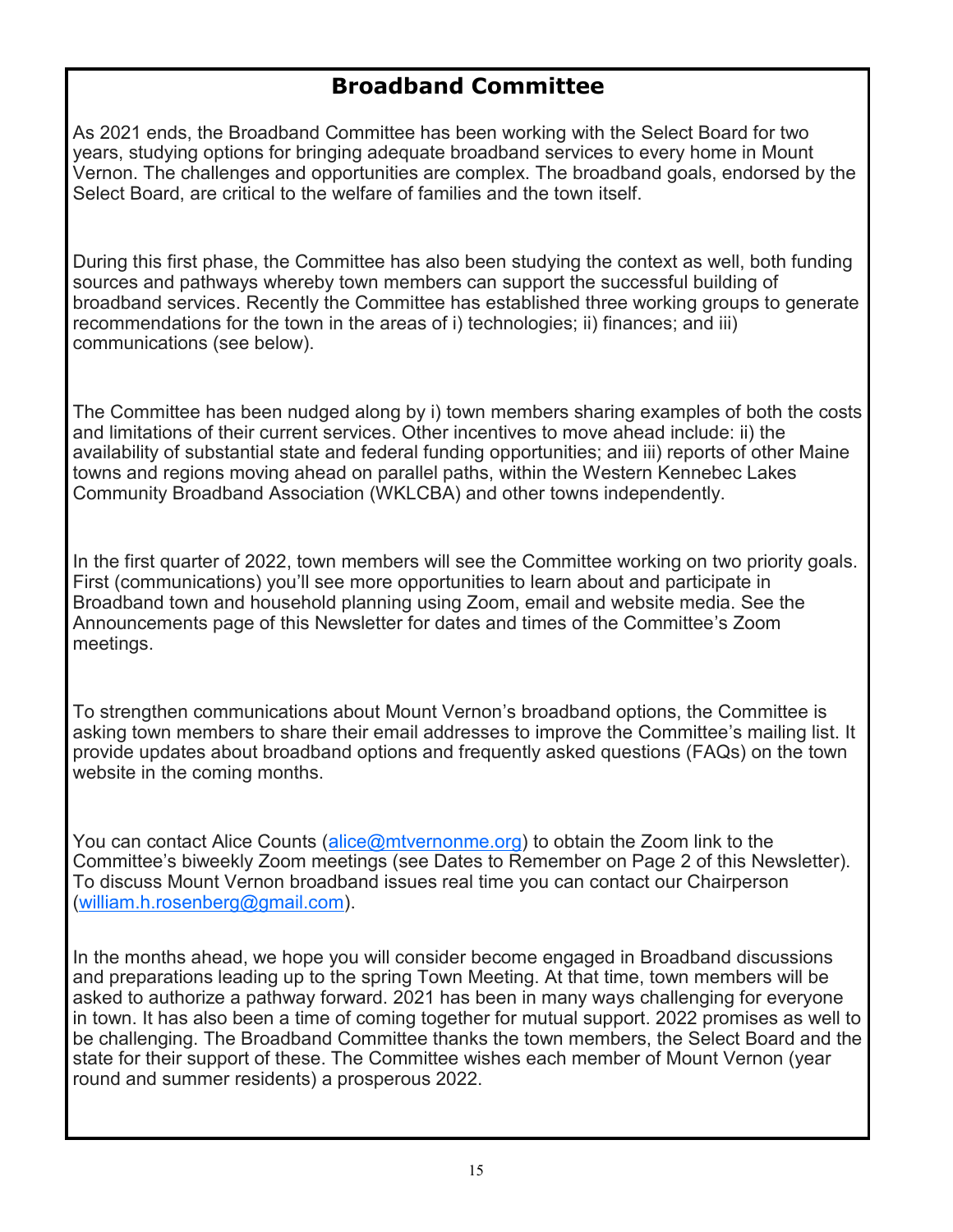# Broadband Committee

As 2021 ends, the Broadband Committee has been working with the Select Board for two years, studying options for bringing adequate broadband services to every home in Mount Vernon. The challenges and opportunities are complex. The broadband goals, endorsed by the Select Board, are critical to the welfare of families and the town itself.

During this first phase, the Committee has also been studying the context as well, both funding sources and pathways whereby town members can support the successful building of broadband services. Recently the Committee has established three working groups to generate recommendations for the town in the areas of i) technologies; ii) finances; and iii) communications (see below).

The Committee has been nudged along by i) town members sharing examples of both the costs and limitations of their current services. Other incentives to move ahead include: ii) the availability of substantial state and federal funding opportunities; and iii) reports of other Maine towns and regions moving ahead on parallel paths, within the Western Kennebec Lakes Community Broadband Association (WKLCBA) and other towns independently.

In the first quarter of 2022, town members will see the Committee working on two priority goals. First (communications) you'll see more opportunities to learn about and participate in Broadband town and household planning using Zoom, email and website media. See the Announcements page of this Newsletter for dates and times of the Committee's Zoom meetings.

To strengthen communications about Mount Vernon's broadband options, the Committee is asking town members to share their email addresses to improve the Committee's mailing list. It provide updates about broadband options and frequently asked questions (FAQs) on the town website in the coming months.

You can contact Alice Counts (alice@mtvernonme.org) to obtain the Zoom link to the Committee's biweekly Zoom meetings (see Dates to Remember on Page 2 of this Newsletter). To discuss Mount Vernon broadband issues real time you can contact our Chairperson (william.h.rosenberg@gmail.com).

In the months ahead, we hope you will consider become engaged in Broadband discussions and preparations leading up to the spring Town Meeting. At that time, town members will be asked to authorize a pathway forward. 2021 has been in many ways challenging for everyone in town. It has also been a time of coming together for mutual support. 2022 promises as well to be challenging. The Broadband Committee thanks the town members, the Select Board and the state for their support of these. The Committee wishes each member of Mount Vernon (year round and summer residents) a prosperous 2022.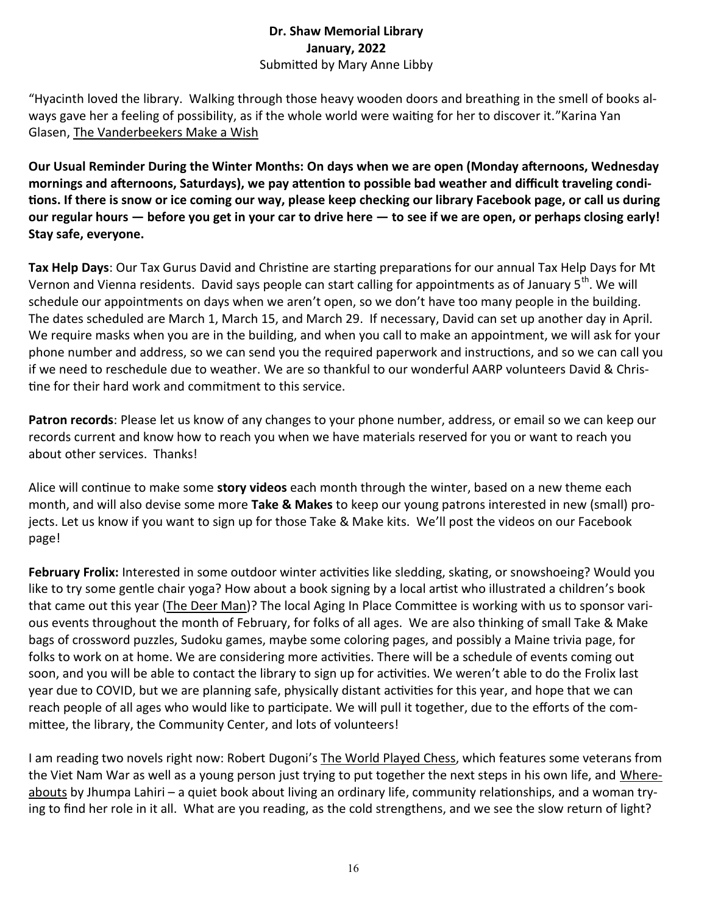**Dr. Shaw Memorial Library**
**January, 2022**
Submitted by Mary Anne Libby

"Hyacinth loved the library. Walking through those heavy wooden doors and breathing in the smell of books always gave her a feeling of possibility, as if the whole world were waiting for her to discover it."Karina Yan Glasen, The Vanderbeekers Make a Wish

**Our Usual Reminder During the Winter Months: On days when we are open (Monday afternoons, Wednesday mornings and afternoons, Saturdays), we pay attention to possible bad weather and difficult traveling conditions. If there is snow or ice coming our way, please keep checking our library Facebook page, or call us during our regular hours — before you get in your car to drive here — to see if we are open, or perhaps closing early! Stay safe, everyone.**

**Tax Help Days**: Our Tax Gurus David and Christine are starting preparations for our annual Tax Help Days for Mt Vernon and Vienna residents. David says people can start calling for appointments as of January 5th. We will schedule our appointments on days when we aren't open, so we don't have too many people in the building. The dates scheduled are March 1, March 15, and March 29. If necessary, David can set up another day in April. We require masks when you are in the building, and when you call to make an appointment, we will ask for your phone number and address, so we can send you the required paperwork and instructions, and so we can call you if we need to reschedule due to weather. We are so thankful to our wonderful AARP volunteers David & Christine for their hard work and commitment to this service.

**Patron records**: Please let us know of any changes to your phone number, address, or email so we can keep our records current and know how to reach you when we have materials reserved for you or want to reach you about other services. Thanks!

Alice will continue to make some **story videos** each month through the winter, based on a new theme each month, and will also devise some more **Take & Makes** to keep our young patrons interested in new (small) projects. Let us know if you want to sign up for those Take & Make kits. We'll post the videos on our Facebook page!

**February Frolix:** Interested in some outdoor winter activities like sledding, skating, or snowshoeing? Would you like to try some gentle chair yoga? How about a book signing by a local artist who illustrated a children's book that came out this year (The Deer Man)? The local Aging In Place Committee is working with us to sponsor various events throughout the month of February, for folks of all ages. We are also thinking of small Take & Make bags of crossword puzzles, Sudoku games, maybe some coloring pages, and possibly a Maine trivia page, for folks to work on at home. We are considering more activities. There will be a schedule of events coming out soon, and you will be able to contact the library to sign up for activities. We weren't able to do the Frolix last year due to COVID, but we are planning safe, physically distant activities for this year, and hope that we can reach people of all ages who would like to participate. We will pull it together, due to the efforts of the committee, the library, the Community Center, and lots of volunteers!

I am reading two novels right now: Robert Dugoni's The World Played Chess, which features some veterans from the Viet Nam War as well as a young person just trying to put together the next steps in his own life, and Whereabouts by Jhumpa Lahiri – a quiet book about living an ordinary life, community relationships, and a woman trying to find her role in it all. What are you reading, as the cold strengthens, and we see the slow return of light?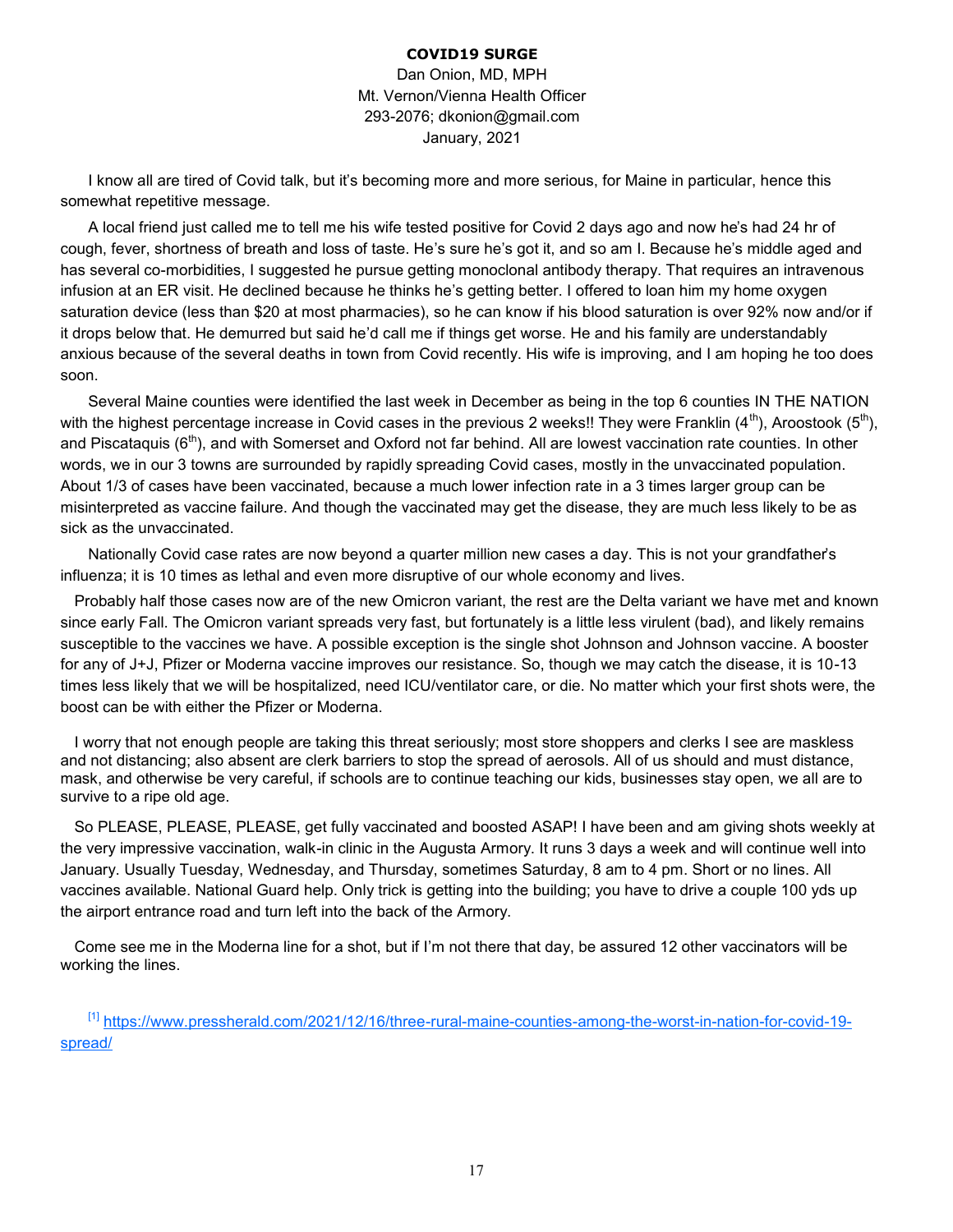**COVID19 SURGE**

Dan Onion, MD, MPH
Mt. Vernon/Vienna Health Officer
293-2076; dkonion@gmail.com
January, 2021

I know all are tired of Covid talk, but it's becoming more and more serious, for Maine in particular, hence this somewhat repetitive message.

A local friend just called me to tell me his wife tested positive for Covid 2 days ago and now he's had 24 hr of cough, fever, shortness of breath and loss of taste. He's sure he's got it, and so am I. Because he's middle aged and has several co-morbidities, I suggested he pursue getting monoclonal antibody therapy. That requires an intravenous infusion at an ER visit. He declined because he thinks he's getting better. I offered to loan him my home oxygen saturation device (less than $20 at most pharmacies), so he can know if his blood saturation is over 92% now and/or if it drops below that. He demurred but said he'd call me if things get worse. He and his family are understandably anxious because of the several deaths in town from Covid recently. His wife is improving, and I am hoping he too does soon.

Several Maine counties were identified the last week in December as being in the top 6 counties IN THE NATION with the highest percentage increase in Covid cases in the previous 2 weeks!! They were Franklin (4th), Aroostook (5th), and Piscataquis (6th), and with Somerset and Oxford not far behind. All are lowest vaccination rate counties. In other words, we in our 3 towns are surrounded by rapidly spreading Covid cases, mostly in the unvaccinated population. About 1/3 of cases have been vaccinated, because a much lower infection rate in a 3 times larger group can be misinterpreted as vaccine failure. And though the vaccinated may get the disease, they are much less likely to be as sick as the unvaccinated.

Nationally Covid case rates are now beyond a quarter million new cases a day. This is not your grandfather's influenza; it is 10 times as lethal and even more disruptive of our whole economy and lives.

Probably half those cases now are of the new Omicron variant, the rest are the Delta variant we have met and known since early Fall. The Omicron variant spreads very fast, but fortunately is a little less virulent (bad), and likely remains susceptible to the vaccines we have. A possible exception is the single shot Johnson and Johnson vaccine. A booster for any of J+J, Pfizer or Moderna vaccine improves our resistance. So, though we may catch the disease, it is 10-13 times less likely that we will be hospitalized, need ICU/ventilator care, or die. No matter which your first shots were, the boost can be with either the Pfizer or Moderna.

I worry that not enough people are taking this threat seriously; most store shoppers and clerks I see are maskless and not distancing; also absent are clerk barriers to stop the spread of aerosols. All of us should and must distance, mask, and otherwise be very careful, if schools are to continue teaching our kids, businesses stay open, we all are to survive to a ripe old age.

So PLEASE, PLEASE, PLEASE, get fully vaccinated and boosted ASAP! I have been and am giving shots weekly at the very impressive vaccination, walk-in clinic in the Augusta Armory. It runs 3 days a week and will continue well into January. Usually Tuesday, Wednesday, and Thursday, sometimes Saturday, 8 am to 4 pm. Short or no lines. All vaccines available. National Guard help. Only trick is getting into the building; you have to drive a couple 100 yds up the airport entrance road and turn left into the back of the Armory.

Come see me in the Moderna line for a shot, but if I'm not there that day, be assured 12 other vaccinators will be working the lines.

[1] https://www.pressherald.com/2021/12/16/three-rural-maine-counties-among-the-worst-in-nation-for-covid-19-spread/